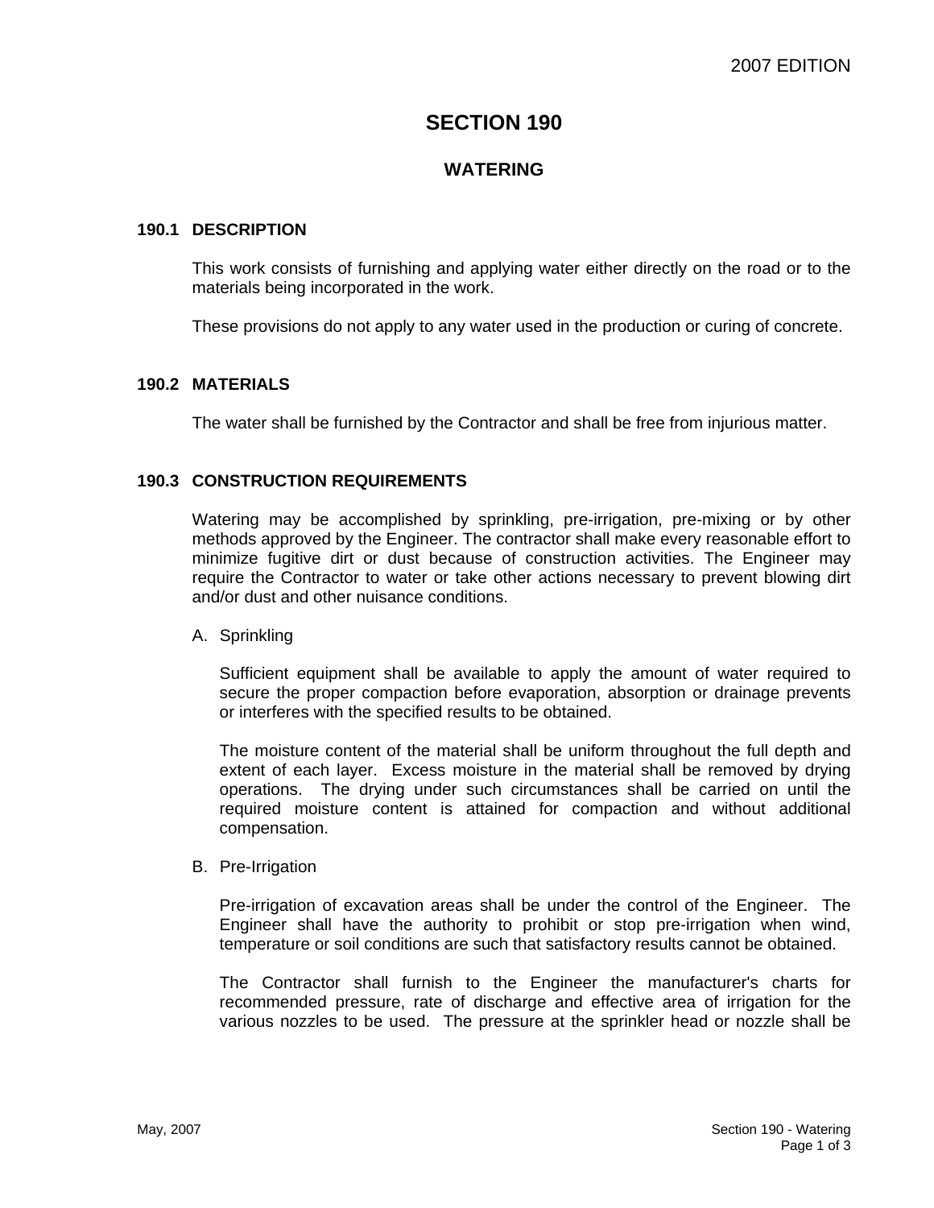# SECTION 190

## WATERING

### 190.1 DESCRIPTION

This work consists of furnishing and applying water either directly on the road or to the materials being incorporated in the work.

These provisions do not apply to any water used in the production or curing of concrete.

### 190.2 MATERIALS

The water shall be furnished by the Contractor and shall be free from injurious matter.

### 190.3 CONSTRUCTION REQUIREMENTS

Watering may be accomplished by sprinkling, pre-irrigation, pre-mixing or by other methods approved by the Engineer. The contractor shall make every reasonable effort to minimize fugitive dirt or dust because of construction activities. The Engineer may require the Contractor to water or take other actions necessary to prevent blowing dirt and/or dust and other nuisance conditions.

A. Sprinkling

Sufficient equipment shall be available to apply the amount of water required to secure the proper compaction before evaporation, absorption or drainage prevents or interferes with the specified results to be obtained.

The moisture content of the material shall be uniform throughout the full depth and extent of each layer. Excess moisture in the material shall be removed by drying operations. The drying under such circumstances shall be carried on until the required moisture content is attained for compaction and without additional compensation.

B. Pre-Irrigation

Pre-irrigation of excavation areas shall be under the control of the Engineer. The Engineer shall have the authority to prohibit or stop pre-irrigation when wind, temperature or soil conditions are such that satisfactory results cannot be obtained.

The Contractor shall furnish to the Engineer the manufacturer's charts for recommended pressure, rate of discharge and effective area of irrigation for the various nozzles to be used. The pressure at the sprinkler head or nozzle shall be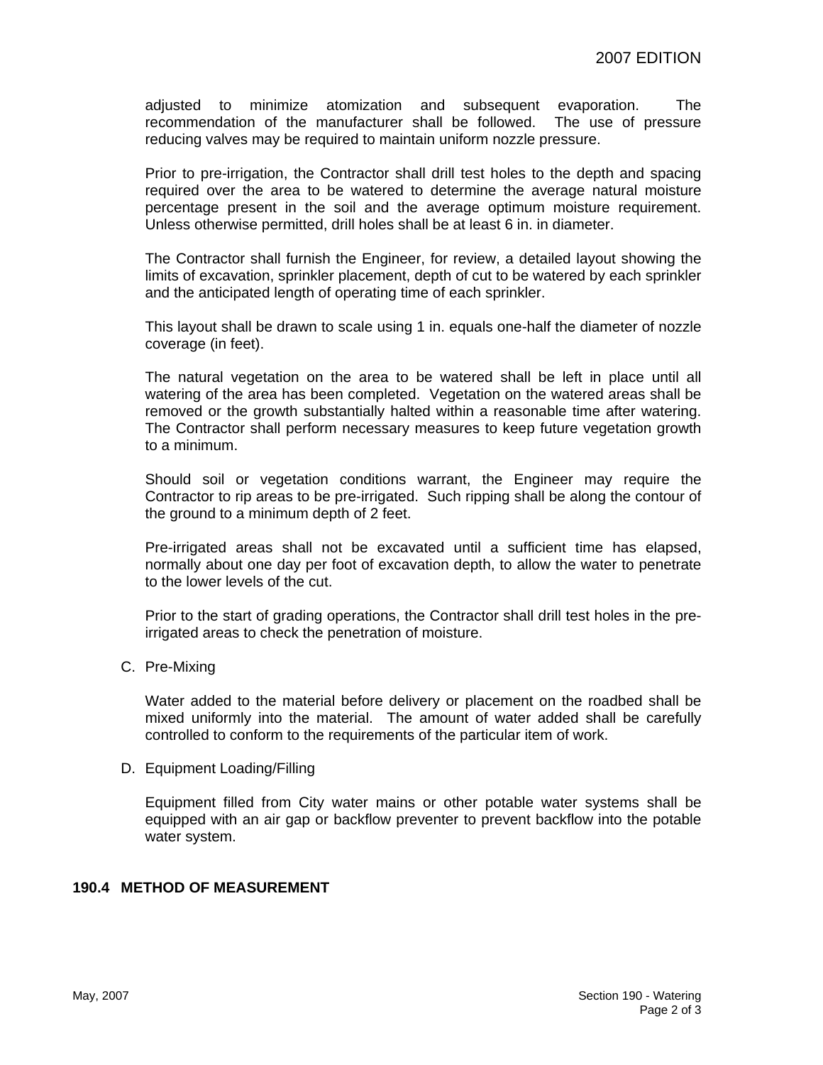adjusted to minimize atomization and subsequent evaporation. The recommendation of the manufacturer shall be followed. The use of pressure reducing valves may be required to maintain uniform nozzle pressure.

Prior to pre-irrigation, the Contractor shall drill test holes to the depth and spacing required over the area to be watered to determine the average natural moisture percentage present in the soil and the average optimum moisture requirement. Unless otherwise permitted, drill holes shall be at least 6 in. in diameter.

The Contractor shall furnish the Engineer, for review, a detailed layout showing the limits of excavation, sprinkler placement, depth of cut to be watered by each sprinkler and the anticipated length of operating time of each sprinkler.

This layout shall be drawn to scale using 1 in. equals one-half the diameter of nozzle coverage (in feet).

The natural vegetation on the area to be watered shall be left in place until all watering of the area has been completed. Vegetation on the watered areas shall be removed or the growth substantially halted within a reasonable time after watering. The Contractor shall perform necessary measures to keep future vegetation growth to a minimum.

Should soil or vegetation conditions warrant, the Engineer may require the Contractor to rip areas to be pre-irrigated. Such ripping shall be along the contour of the ground to a minimum depth of 2 feet.

Pre-irrigated areas shall not be excavated until a sufficient time has elapsed, normally about one day per foot of excavation depth, to allow the water to penetrate to the lower levels of the cut.

Prior to the start of grading operations, the Contractor shall drill test holes in the pre-irrigated areas to check the penetration of moisture.

C. Pre-Mixing

Water added to the material before delivery or placement on the roadbed shall be mixed uniformly into the material. The amount of water added shall be carefully controlled to conform to the requirements of the particular item of work.

D. Equipment Loading/Filling

Equipment filled from City water mains or other potable water systems shall be equipped with an air gap or backflow preventer to prevent backflow into the potable water system.

## 190.4 METHOD OF MEASUREMENT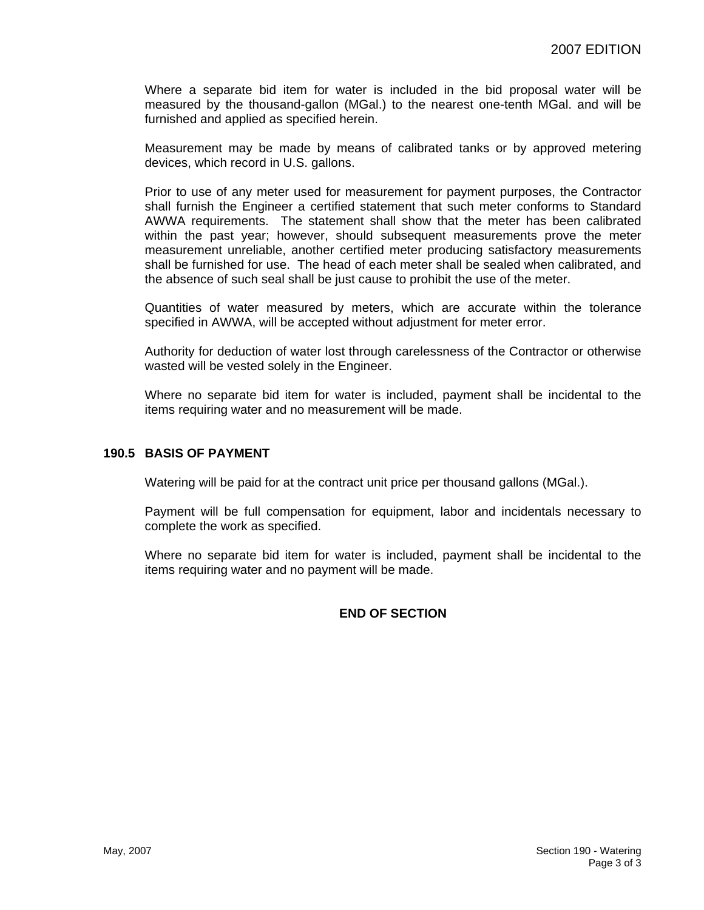Where a separate bid item for water is included in the bid proposal water will be measured by the thousand-gallon (MGal.) to the nearest one-tenth MGal. and will be furnished and applied as specified herein.

Measurement may be made by means of calibrated tanks or by approved metering devices, which record in U.S. gallons.

Prior to use of any meter used for measurement for payment purposes, the Contractor shall furnish the Engineer a certified statement that such meter conforms to Standard AWWA requirements. The statement shall show that the meter has been calibrated within the past year; however, should subsequent measurements prove the meter measurement unreliable, another certified meter producing satisfactory measurements shall be furnished for use. The head of each meter shall be sealed when calibrated, and the absence of such seal shall be just cause to prohibit the use of the meter.

Quantities of water measured by meters, which are accurate within the tolerance specified in AWWA, will be accepted without adjustment for meter error.

Authority for deduction of water lost through carelessness of the Contractor or otherwise wasted will be vested solely in the Engineer.

Where no separate bid item for water is included, payment shall be incidental to the items requiring water and no measurement will be made.

## 190.5 BASIS OF PAYMENT

Watering will be paid for at the contract unit price per thousand gallons (MGal.).

Payment will be full compensation for equipment, labor and incidentals necessary to complete the work as specified.

Where no separate bid item for water is included, payment shall be incidental to the items requiring water and no payment will be made.

**END OF SECTION**